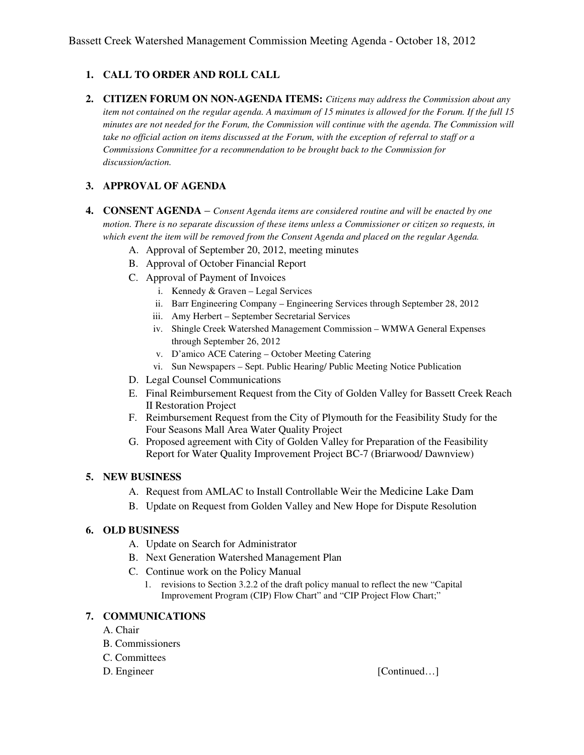# Bassett Creek Watershed Management Commission Meeting Agenda - October 18, 2012

1. **CALL TO ORDER AND ROLL CALL**

2. **CITIZEN FORUM ON NON-AGENDA ITEMS:** *Citizens may address the Commission about any item not contained on the regular agenda. A maximum of 15 minutes is allowed for the Forum. If the full 15 minutes are not needed for the Forum, the Commission will continue with the agenda. The Commission will take no official action on items discussed at the Forum, with the exception of referral to staff or a Commissions Committee for a recommendation to be brought back to the Commission for discussion/action.*

3. **APPROVAL OF AGENDA**

4. **CONSENT AGENDA** – *Consent Agenda items are considered routine and will be enacted by one motion. There is no separate discussion of these items unless a Commissioner or citizen so requests, in which event the item will be removed from the Consent Agenda and placed on the regular Agenda.*
   - A. Approval of September 20, 2012, meeting minutes
   - B. Approval of October Financial Report
   - C. Approval of Payment of Invoices
     - i. Kennedy & Graven – Legal Services
     - ii. Barr Engineering Company – Engineering Services through September 28, 2012
     - iii. Amy Herbert – September Secretarial Services
     - iv. Shingle Creek Watershed Management Commission – WMWA General Expenses through September 26, 2012
     - v. D'amico ACE Catering – October Meeting Catering
     - vi. Sun Newspapers – Sept. Public Hearing/ Public Meeting Notice Publication
   - D. Legal Counsel Communications
   - E. Final Reimbursement Request from the City of Golden Valley for Bassett Creek Reach II Restoration Project
   - F. Reimbursement Request from the City of Plymouth for the Feasibility Study for the Four Seasons Mall Area Water Quality Project
   - G. Proposed agreement with City of Golden Valley for Preparation of the Feasibility Report for Water Quality Improvement Project BC-7 (Briarwood/ Dawnview)

5. **NEW BUSINESS**
   - A. Request from AMLAC to Install Controllable Weir the Medicine Lake Dam
   - B. Update on Request from Golden Valley and New Hope for Dispute Resolution

6. **OLD BUSINESS**
   - A. Update on Search for Administrator
   - B. Next Generation Watershed Management Plan
   - C. Continue work on the Policy Manual
     1. revisions to Section 3.2.2 of the draft policy manual to reflect the new "Capital Improvement Program (CIP) Flow Chart" and "CIP Project Flow Chart;"

7. **COMMUNICATIONS**
   - A. Chair
   - B. Commissioners
   - C. Committees
   - D. Engineer

[Continued…]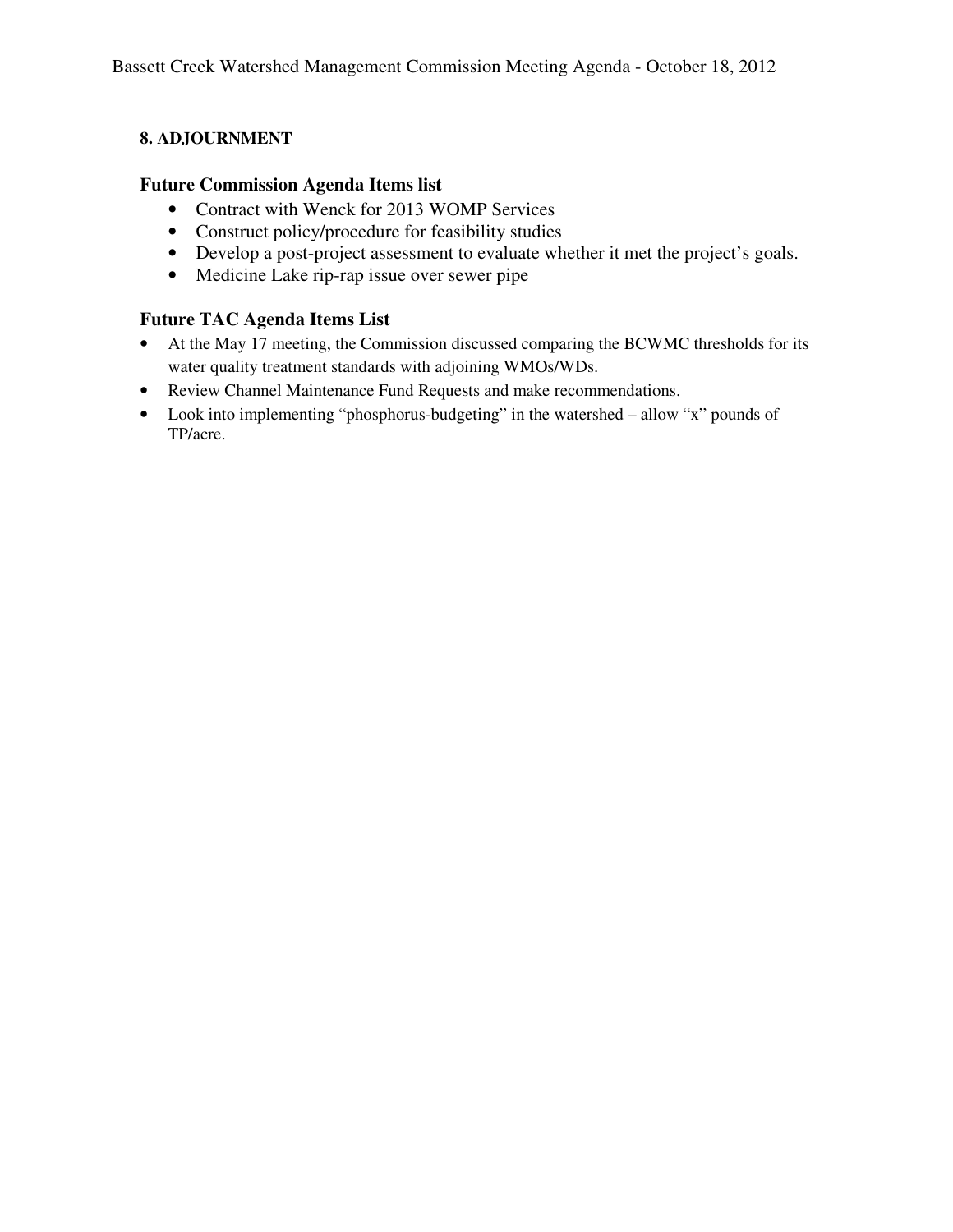**8. ADJOURNMENT**

### Future Commission Agenda Items list

- Contract with Wenck for 2013 WOMP Services
- Construct policy/procedure for feasibility studies
- Develop a post-project assessment to evaluate whether it met the project's goals.
- Medicine Lake rip-rap issue over sewer pipe

### Future TAC Agenda Items List

- At the May 17 meeting, the Commission discussed comparing the BCWMC thresholds for its water quality treatment standards with adjoining WMOs/WDs.
- Review Channel Maintenance Fund Requests and make recommendations.
- Look into implementing "phosphorus-budgeting" in the watershed – allow "x" pounds of TP/acre.